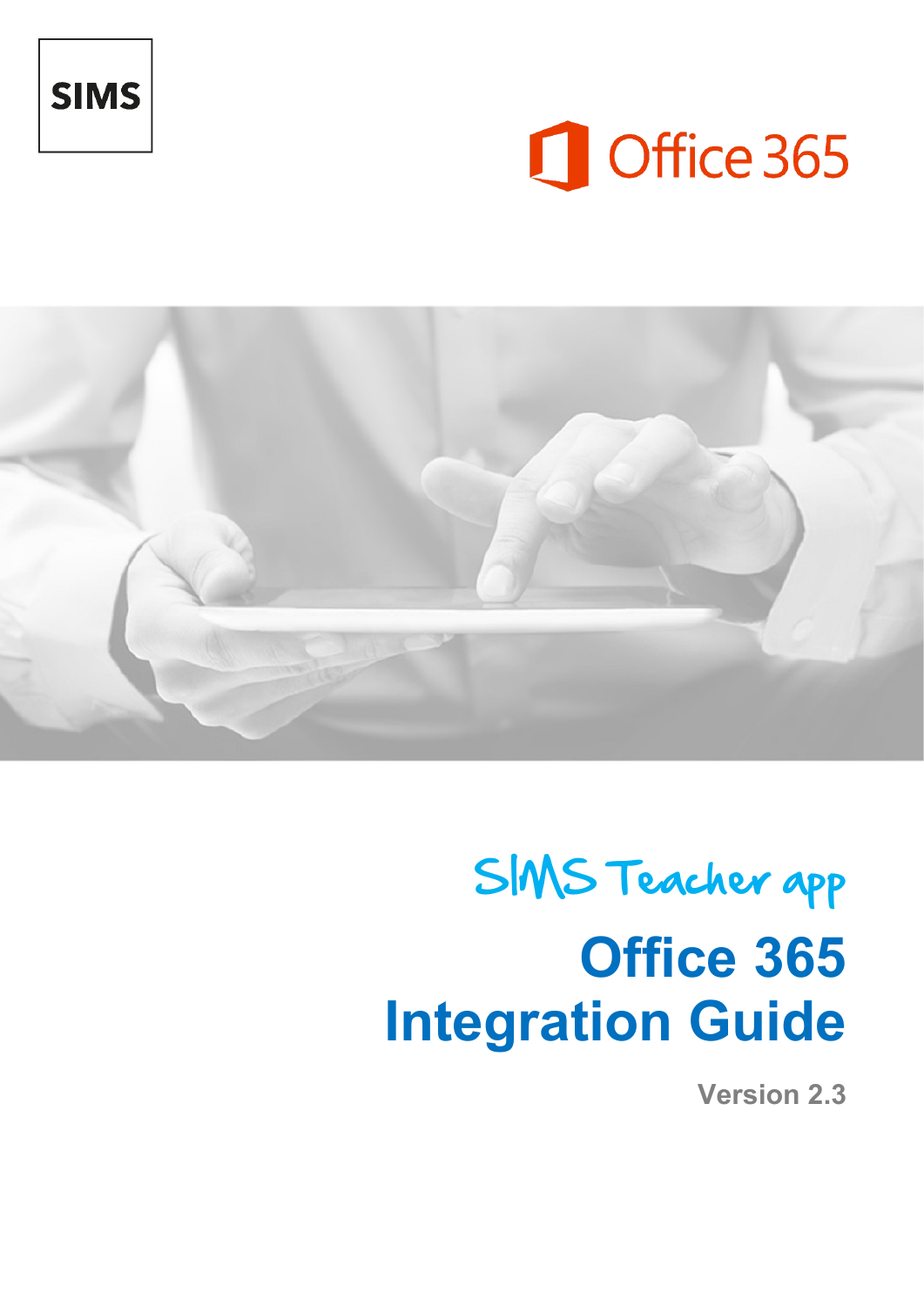SIMS

Office 365

SIMS Teacher app

# Office 365 Integration Guide

Version 2.3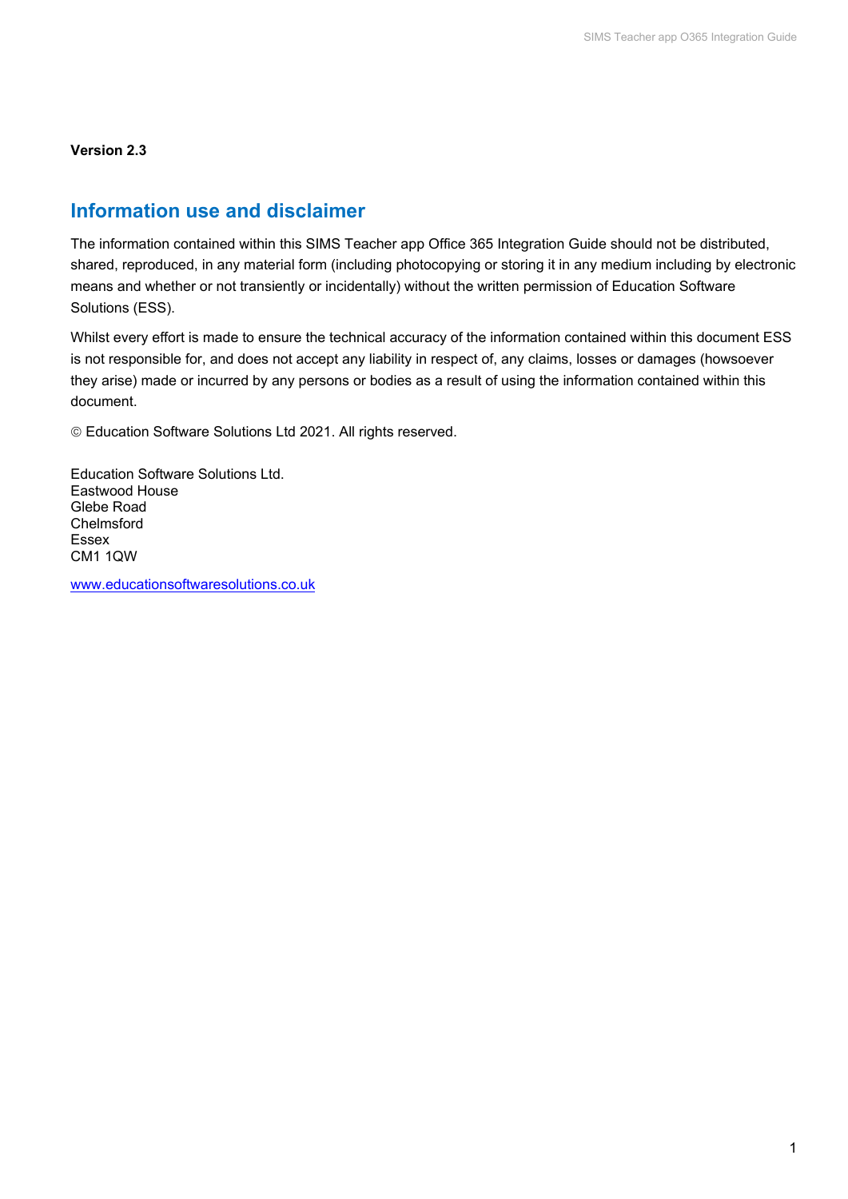**Version 2.3**

## Information use and disclaimer

The information contained within this SIMS Teacher app Office 365 Integration Guide should not be distributed, shared, reproduced, in any material form (including photocopying or storing it in any medium including by electronic means and whether or not transiently or incidentally) without the written permission of Education Software Solutions (ESS).

Whilst every effort is made to ensure the technical accuracy of the information contained within this document ESS is not responsible for, and does not accept any liability in respect of, any claims, losses or damages (howsoever they arise) made or incurred by any persons or bodies as a result of using the information contained within this document.

© Education Software Solutions Ltd 2021. All rights reserved.

Education Software Solutions Ltd.
Eastwood House
Glebe Road
Chelmsford
Essex
CM1 1QW

www.educationsoftwaresolutions.co.uk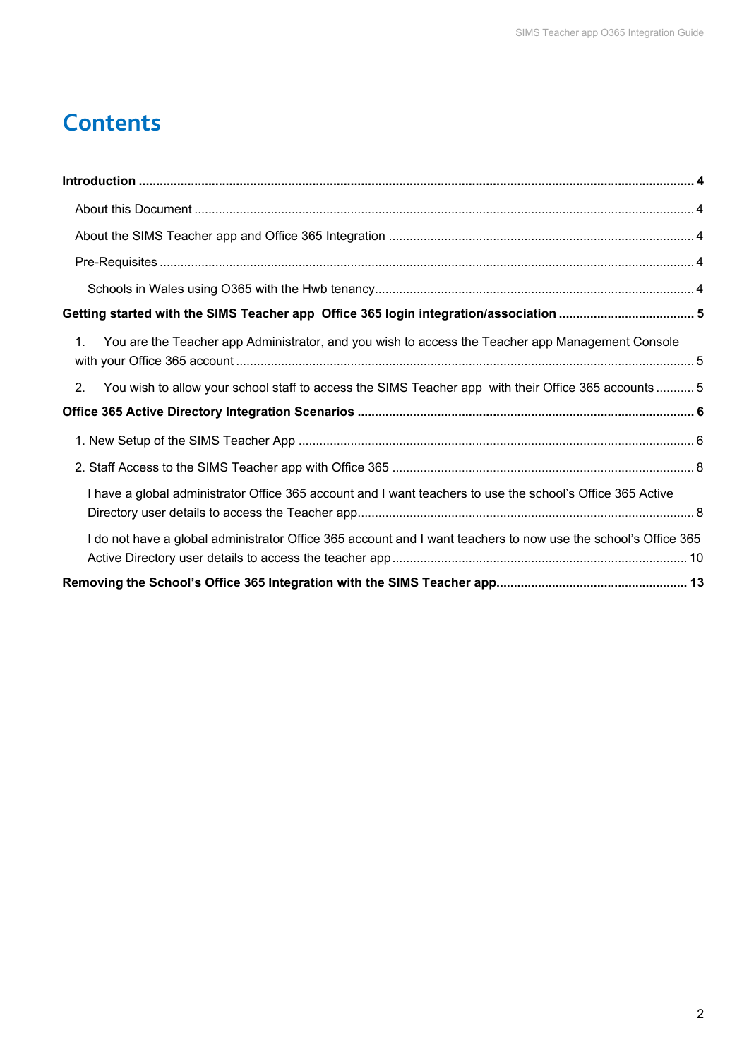# Contents

**Introduction** ..... **4**

About this Document ..... 4

About the SIMS Teacher app and Office 365 Integration ..... 4

Pre-Requisites ..... 4

Schools in Wales using O365 with the Hwb tenancy ..... 4

**Getting started with the SIMS Teacher app  Office 365 login integration/association** ..... **5**

1. You are the Teacher app Administrator, and you wish to access the Teacher app Management Console with your Office 365 account ..... 5

2. You wish to allow your school staff to access the SIMS Teacher app  with their Office 365 accounts ..... 5

**Office 365 Active Directory Integration Scenarios** ..... **6**

1. New Setup of the SIMS Teacher App ..... 6

2. Staff Access to the SIMS Teacher app with Office 365 ..... 8

I have a global administrator Office 365 account and I want teachers to use the school's Office 365 Active Directory user details to access the Teacher app ..... 8

I do not have a global administrator Office 365 account and I want teachers to now use the school's Office 365 Active Directory user details to access the teacher app ..... 10

**Removing the School's Office 365 Integration with the SIMS Teacher app** ..... **13**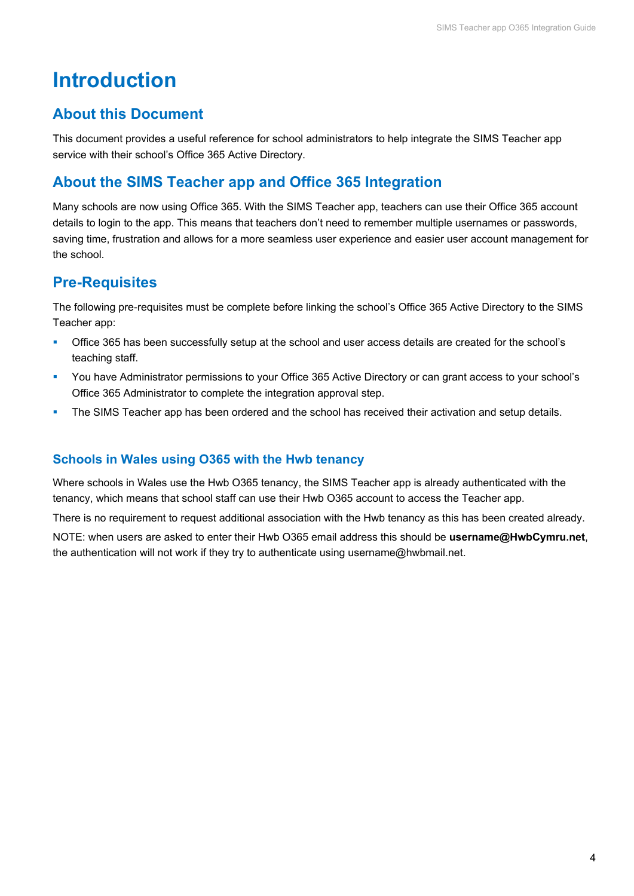# Introduction

## About this Document

This document provides a useful reference for school administrators to help integrate the SIMS Teacher app service with their school's Office 365 Active Directory.

## About the SIMS Teacher app and Office 365 Integration

Many schools are now using Office 365. With the SIMS Teacher app, teachers can use their Office 365 account details to login to the app. This means that teachers don't need to remember multiple usernames or passwords, saving time, frustration and allows for a more seamless user experience and easier user account management for the school.

## Pre-Requisites

The following pre-requisites must be complete before linking the school's Office 365 Active Directory to the SIMS Teacher app:

- Office 365 has been successfully setup at the school and user access details are created for the school's teaching staff.
- You have Administrator permissions to your Office 365 Active Directory or can grant access to your school's Office 365 Administrator to complete the integration approval step.
- The SIMS Teacher app has been ordered and the school has received their activation and setup details.

### Schools in Wales using O365 with the Hwb tenancy

Where schools in Wales use the Hwb O365 tenancy, the SIMS Teacher app is already authenticated with the tenancy, which means that school staff can use their Hwb O365 account to access the Teacher app.

There is no requirement to request additional association with the Hwb tenancy as this has been created already.

NOTE: when users are asked to enter their Hwb O365 email address this should be **username@HwbCymru.net**, the authentication will not work if they try to authenticate using username@hwbmail.net.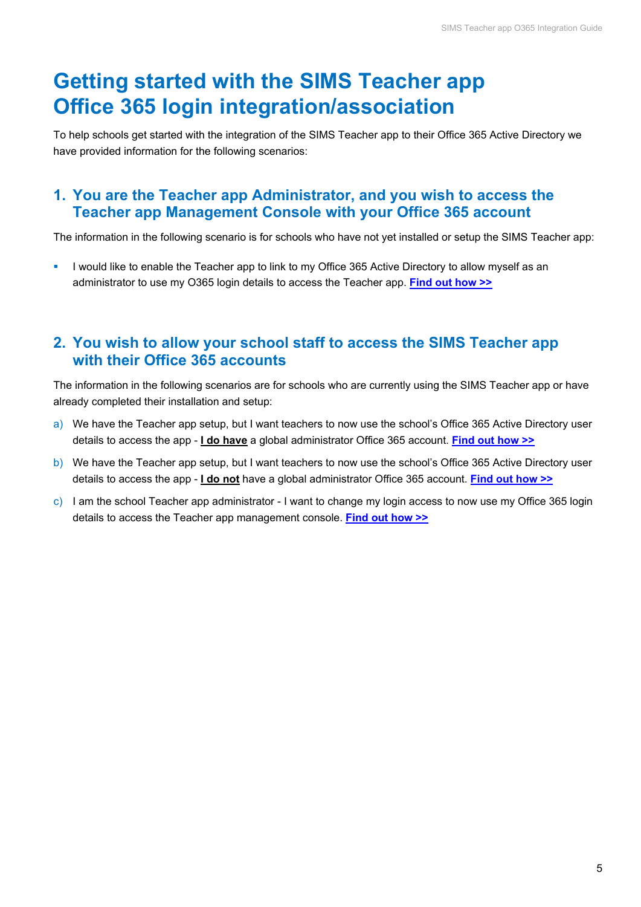# Getting started with the SIMS Teacher app Office 365 login integration/association

To help schools get started with the integration of the SIMS Teacher app to their Office 365 Active Directory we have provided information for the following scenarios:

## 1. You are the Teacher app Administrator, and you wish to access the Teacher app Management Console with your Office 365 account

The information in the following scenario is for schools who have not yet installed or setup the SIMS Teacher app:

- I would like to enable the Teacher app to link to my Office 365 Active Directory to allow myself as an administrator to use my O365 login details to access the Teacher app. **Find out how >>**

## 2. You wish to allow your school staff to access the SIMS Teacher app with their Office 365 accounts

The information in the following scenarios are for schools who are currently using the SIMS Teacher app or have already completed their installation and setup:

a) We have the Teacher app setup, but I want teachers to now use the school's Office 365 Active Directory user details to access the app - **I do have** a global administrator Office 365 account. **Find out how >>**

b) We have the Teacher app setup, but I want teachers to now use the school's Office 365 Active Directory user details to access the app - **I do not** have a global administrator Office 365 account. **Find out how >>**

c) I am the school Teacher app administrator - I want to change my login access to now use my Office 365 login details to access the Teacher app management console. **Find out how >>**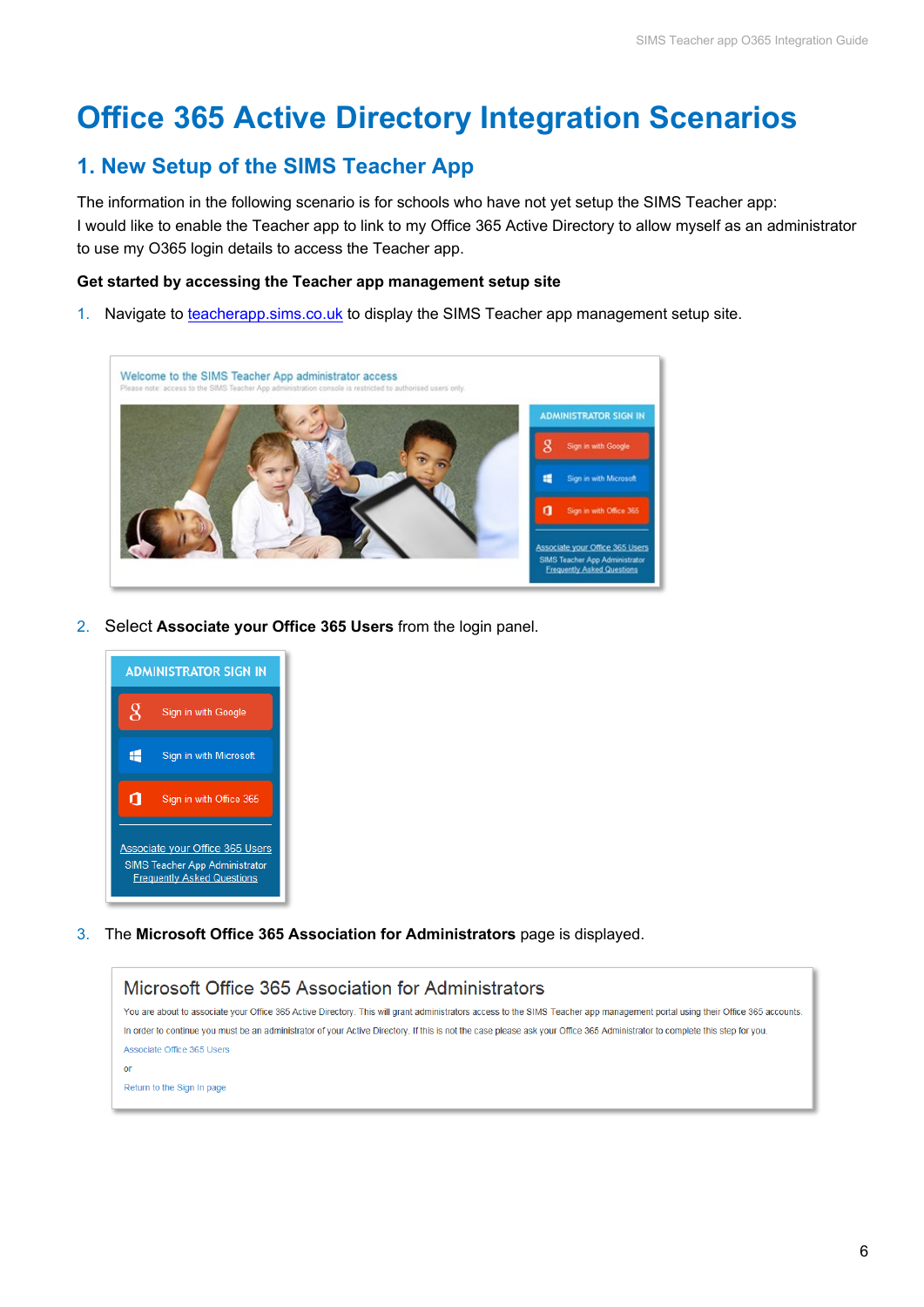# Office 365 Active Directory Integration Scenarios

## 1. New Setup of the SIMS Teacher App

The information in the following scenario is for schools who have not yet setup the SIMS Teacher app:
I would like to enable the Teacher app to link to my Office 365 Active Directory to allow myself as an administrator to use my O365 login details to access the Teacher app.

**Get started by accessing the Teacher app management setup site**

1. Navigate to teacherapp.sims.co.uk to display the SIMS Teacher app management setup site.

2. Select **Associate your Office 365 Users** from the login panel.

3. The **Microsoft Office 365 Association for Administrators** page is displayed.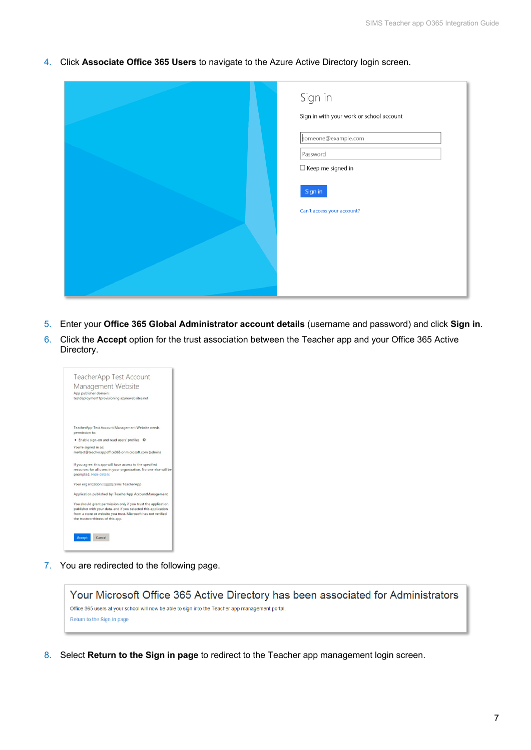4. Click **Associate Office 365 Users** to navigate to the Azure Active Directory login screen.

5. Enter your **Office 365 Global Administrator account details** (username and password) and click **Sign in**.
6. Click the **Accept** option for the trust association between the Teacher app and your Office 365 Active Directory.

7. You are redirected to the following page.

8. Select **Return to the Sign in page** to redirect to the Teacher app management login screen.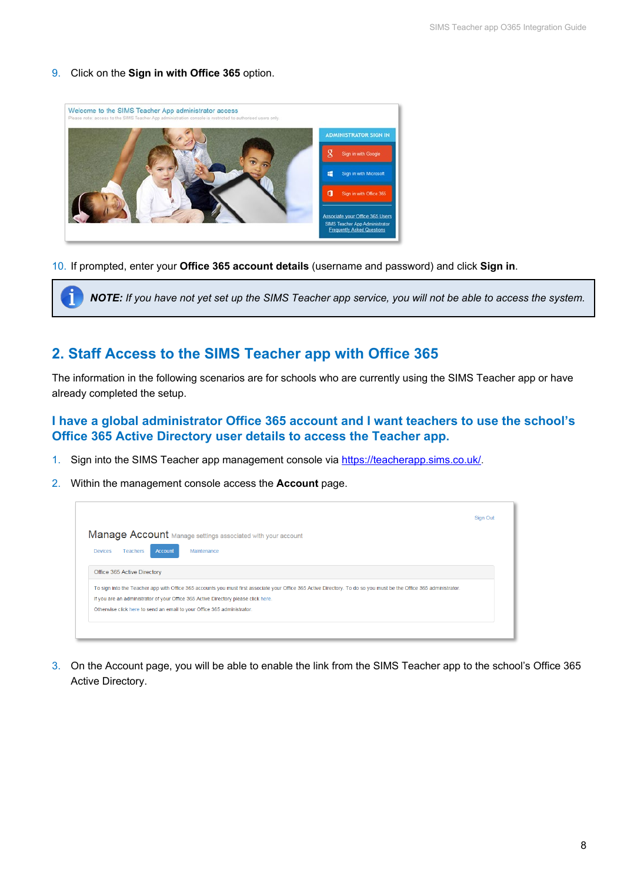9. Click on the **Sign in with Office 365** option.

10. If prompted, enter your **Office 365 account details** (username and password) and click **Sign in**.

> ***NOTE:*** *If you have not yet set up the SIMS Teacher app service, you will not be able to access the system.*

## 2. Staff Access to the SIMS Teacher app with Office 365

The information in the following scenarios are for schools who are currently using the SIMS Teacher app or have already completed the setup.

### I have a global administrator Office 365 account and I want teachers to use the school's Office 365 Active Directory user details to access the Teacher app.

1. Sign into the SIMS Teacher app management console via https://teacherapp.sims.co.uk/.

2. Within the management console access the **Account** page.

3. On the Account page, you will be able to enable the link from the SIMS Teacher app to the school's Office 365 Active Directory.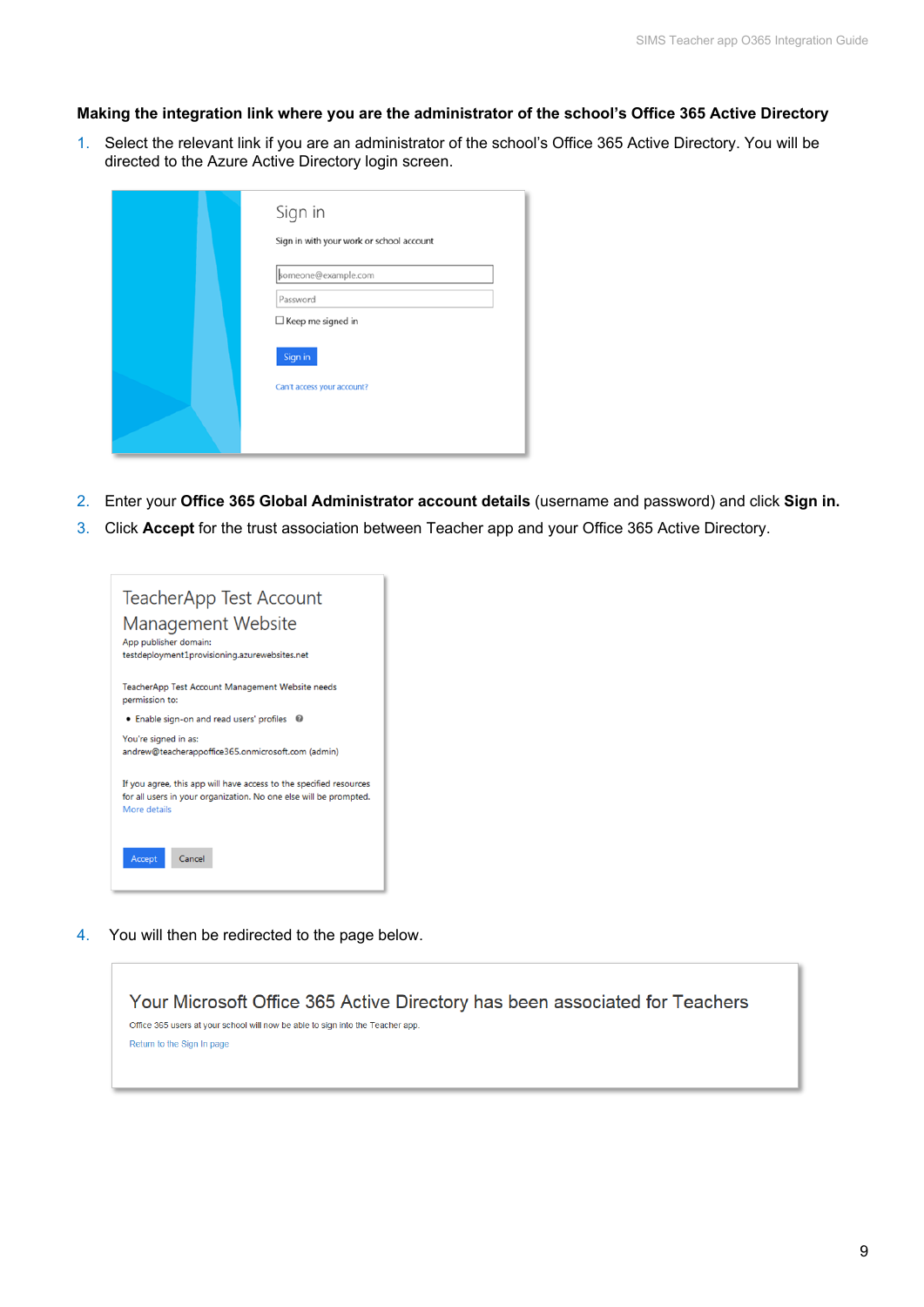**Making the integration link where you are the administrator of the school's Office 365 Active Directory**

1. Select the relevant link if you are an administrator of the school's Office 365 Active Directory. You will be directed to the Azure Active Directory login screen.

   Sign in

   Sign in with your work or school account

   someone@example.com

   Password

   Keep me signed in

   Sign in

   Can't access your account?

2. Enter your **Office 365 Global Administrator account details** (username and password) and click **Sign in.**
3. Click **Accept** for the trust association between Teacher app and your Office 365 Active Directory.

   TeacherApp Test Account Management Website

   App publisher domain:
   testdeployment1provisioning.azurewebsites.net

   TeacherApp Test Account Management Website needs permission to:

   - Enable sign-on and read users' profiles

   You're signed in as:
   andrew@teacherappoffice365.onmicrosoft.com (admin)

   If you agree, this app will have access to the specified resources for all users in your organization. No one else will be prompted.
   More details

   Accept Cancel

4. You will then be redirected to the page below.

   Your Microsoft Office 365 Active Directory has been associated for Teachers

   Office 365 users at your school will now be able to sign into the Teacher app.

   Return to the Sign In page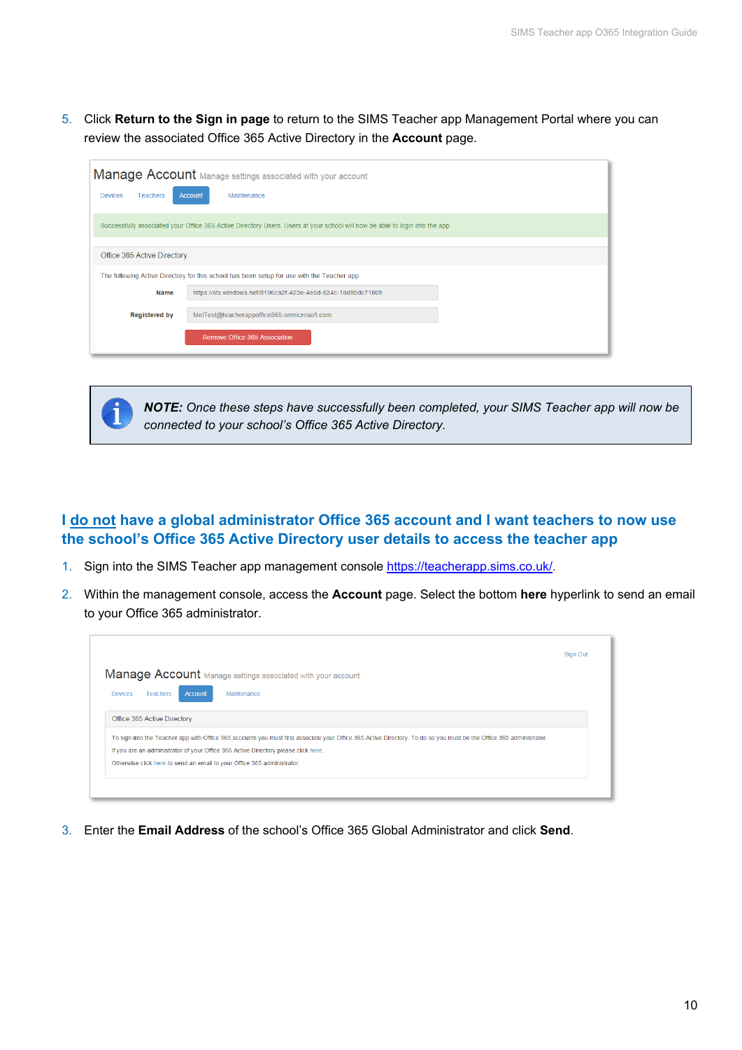5. Click **Return to the Sign in page** to return to the SIMS Teacher app Management Portal where you can review the associated Office 365 Active Directory in the **Account** page.

> ***NOTE:*** *Once these steps have successfully been completed, your SIMS Teacher app will now be connected to your school's Office 365 Active Directory.*

## I do not have a global administrator Office 365 account and I want teachers to now use the school's Office 365 Active Directory user details to access the teacher app

1. Sign into the SIMS Teacher app management console https://teacherapp.sims.co.uk/.
2. Within the management console, access the **Account** page. Select the bottom **here** hyperlink to send an email to your Office 365 administrator.
3. Enter the **Email Address** of the school's Office 365 Global Administrator and click **Send**.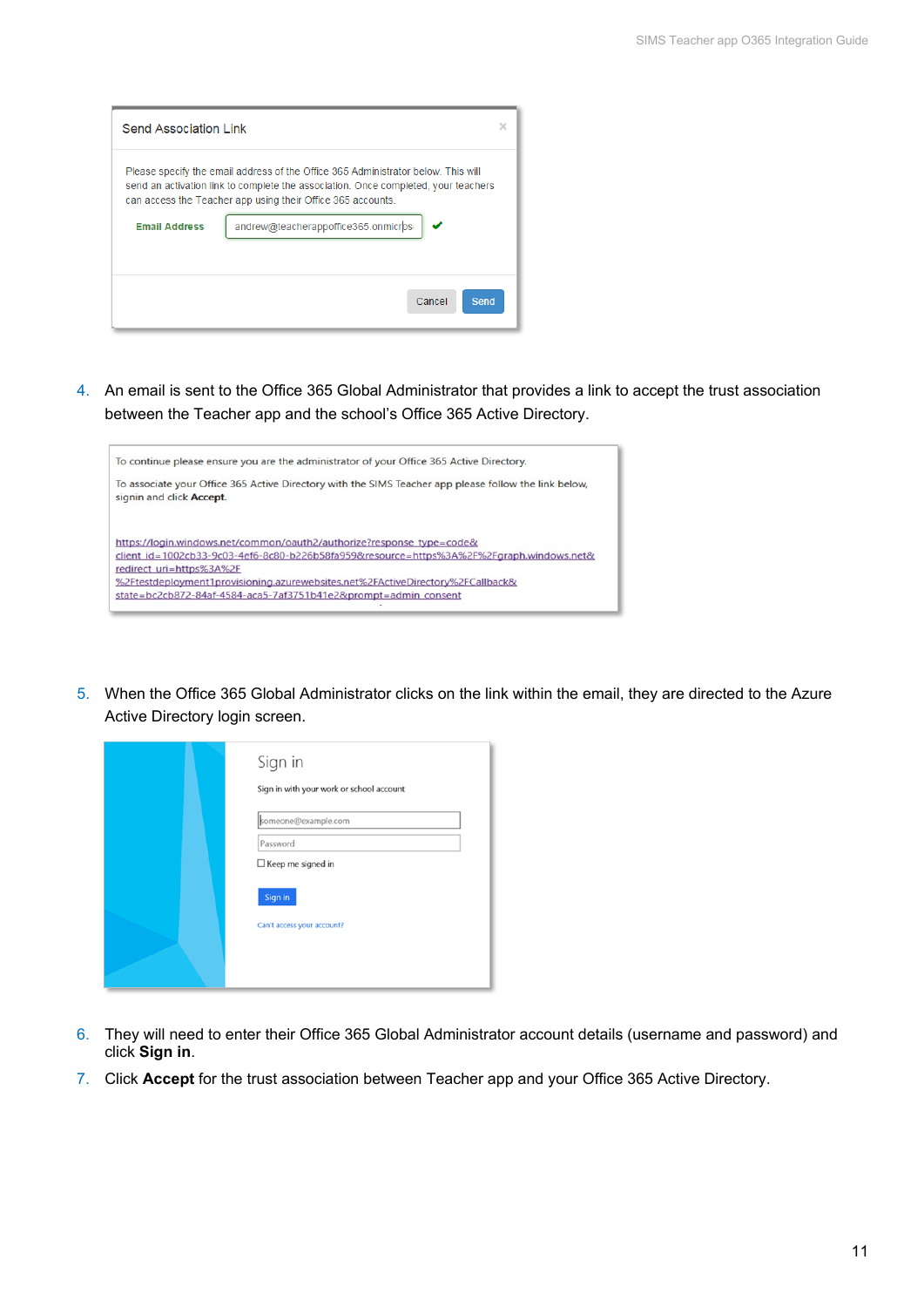Send Association Link

Please specify the email address of the Office 365 Administrator below. This will send an activation link to complete the association. Once completed, your teachers can access the Teacher app using their Office 365 accounts.

Email Address andrew@teacherappoffice365.onmicrps

Cancel Send

4. An email is sent to the Office 365 Global Administrator that provides a link to accept the trust association between the Teacher app and the school's Office 365 Active Directory.

To continue please ensure you are the administrator of your Office 365 Active Directory.

To associate your Office 365 Active Directory with the SIMS Teacher app please follow the link below, signin and click **Accept**.

https://login.windows.net/common/oauth2/authorize?response_type=code&client_id=1002cb33-9c03-4ef6-8c80-b226b58fa959&resource=https%3A%2F%2Fgraph.windows.net&redirect_uri=https%3A%2F%2Ftestdeployment1provisioning.azurewebsites.net%2FActiveDirectory%2FCallback&state=bc2cb872-84af-4584-aca5-7af3751b41e2&prompt=admin_consent

5. When the Office 365 Global Administrator clicks on the link within the email, they are directed to the Azure Active Directory login screen.

Sign in

Sign in with your work or school account

someone@example.com

Password

Keep me signed in

Sign in

Can't access your account?

6. They will need to enter their Office 365 Global Administrator account details (username and password) and click **Sign in**.
7. Click **Accept** for the trust association between Teacher app and your Office 365 Active Directory.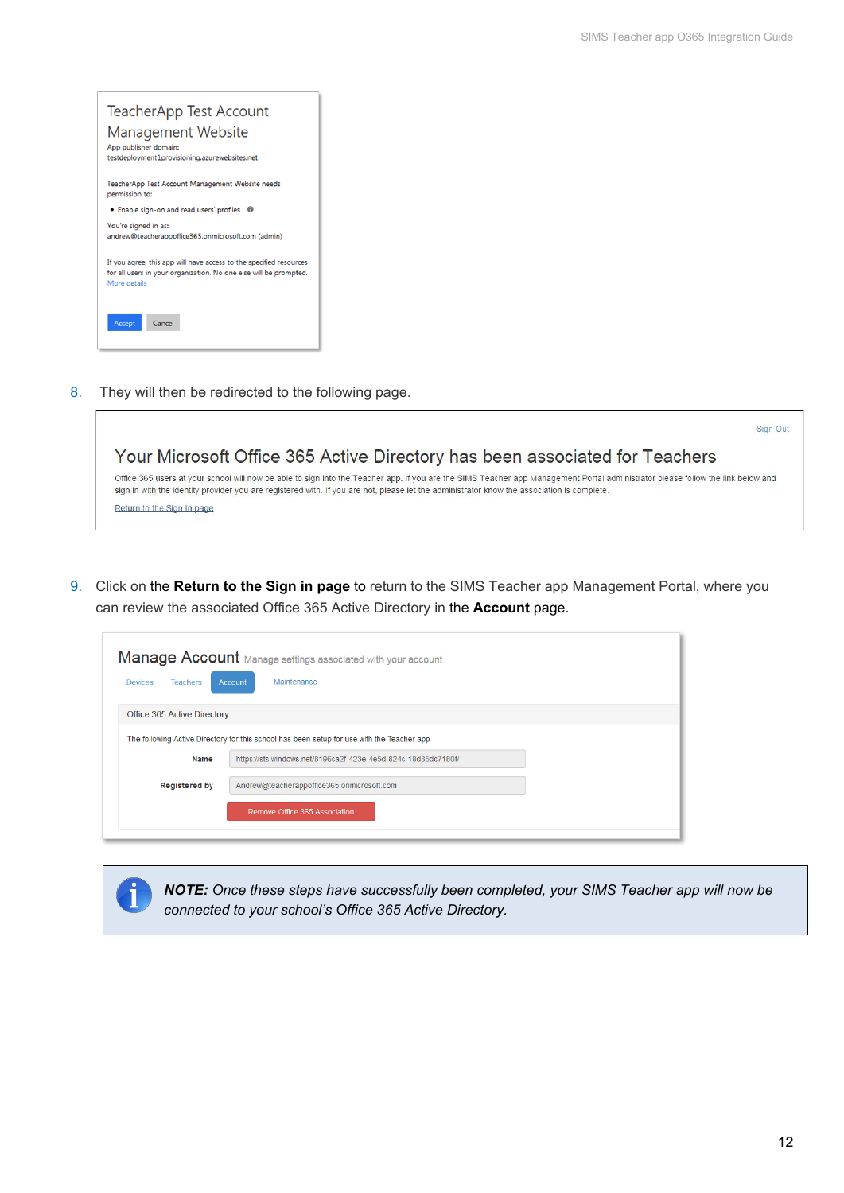TeacherApp Test Account Management Website

App publisher domain:
testdeployment1provisioning.azurewebsites.net

TeacherApp Test Account Management Website needs permission to:

- Enable sign-on and read users' profiles

You're signed in as:
andrew@teacherappoffice365.onmicrosoft.com (admin)

If you agree, this app will have access to the specified resources for all users in your organization. No one else will be prompted.
More details

Accept Cancel

8. They will then be redirected to the following page.

Sign Out

Your Microsoft Office 365 Active Directory has been associated for Teachers

Office 365 users at your school will now be able to sign into the Teacher app. If you are the SIMS Teacher app Management Portal administrator please follow the link below and sign in with the identity provider you are registered with. If you are not, please let the administrator know the association is complete.

Return to the Sign In page

9. Click on the **Return to the Sign in page** to return to the SIMS Teacher app Management Portal, where you can review the associated Office 365 Active Directory in the **Account** page.

Manage Account Manage settings associated with your account

Devices Teachers Account Maintenance

Office 365 Active Directory

The following Active Directory for this school has been setup for use with the Teacher app

| | |
|---|---|
| **Name** | https://sts.windows.net/8196ca2f-423e-4e5d-824c-18d85dc7180f/ |
| **Registered by** | Andrew@teacherappoffice365.onmicrosoft.com |

Remove Office 365 Association

> ***NOTE:*** *Once these steps have successfully been completed, your SIMS Teacher app will now be connected to your school's Office 365 Active Directory.*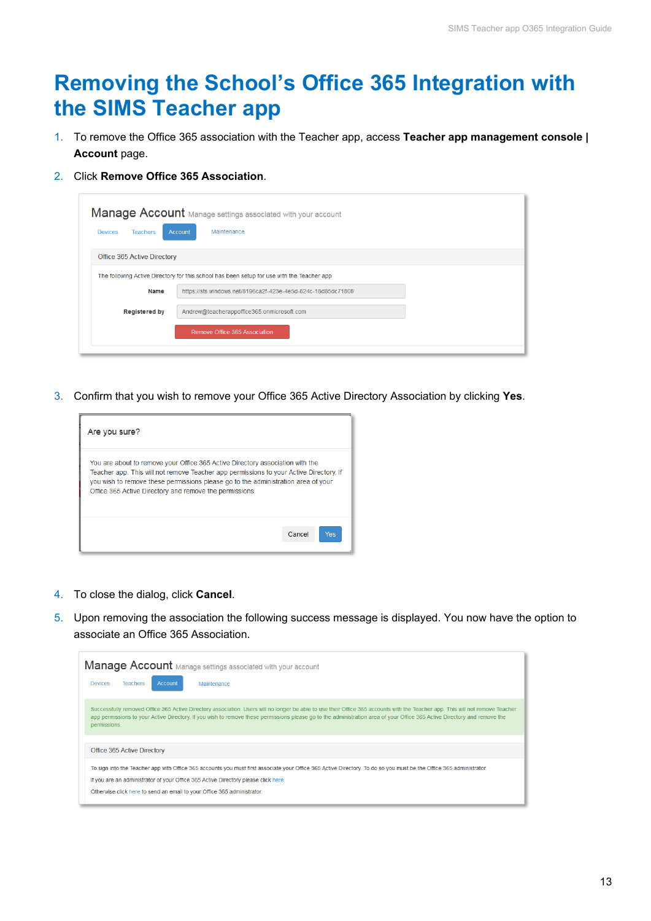# Removing the School's Office 365 Integration with the SIMS Teacher app

1. To remove the Office 365 association with the Teacher app, access **Teacher app management console | Account** page.
2. Click **Remove Office 365 Association**.

Manage Account Manage settings associated with your account

Devices Teachers Account Maintenance

Office 365 Active Directory

The following Active Directory for this school has been setup for use with the Teacher app

Name https://sts.windows.net/8196ca2f-423e-4e5d-824c-18d85dc7180f/

Registered by Andrew@teacherappoffice365.onmicrosoft.com

Remove Office 365 Association

3. Confirm that you wish to remove your Office 365 Active Directory Association by clicking **Yes**.

Are you sure?

You are about to remove your Office 365 Active Directory association with the Teacher app. This will not remove Teacher app permissions to your Active Directory. If you wish to remove these permissions please go to the administration area of your Office 365 Active Directory and remove the permissions.

Cancel Yes

4. To close the dialog, click **Cancel**.
5. Upon removing the association the following success message is displayed. You now have the option to associate an Office 365 Association.

Manage Account Manage settings associated with your account

Devices Teachers Account Maintenance

Successfully removed Office 365 Active Directory association. Users will no longer be able to use their Office 365 accounts with the Teacher app. This will not remove Teacher app permissions to your Active Directory. If you wish to remove these permissions please go to the administration area of your Office 365 Active Directory and remove the permissions.

Office 365 Active Directory

To sign into the Teacher app with Office 365 accounts you must first associate your Office 365 Active Directory. To do so you must be the Office 365 administrator

If you are an administrator of your Office 365 Active Directory please click here.

Otherwise click here to send an email to your Office 365 administrator.